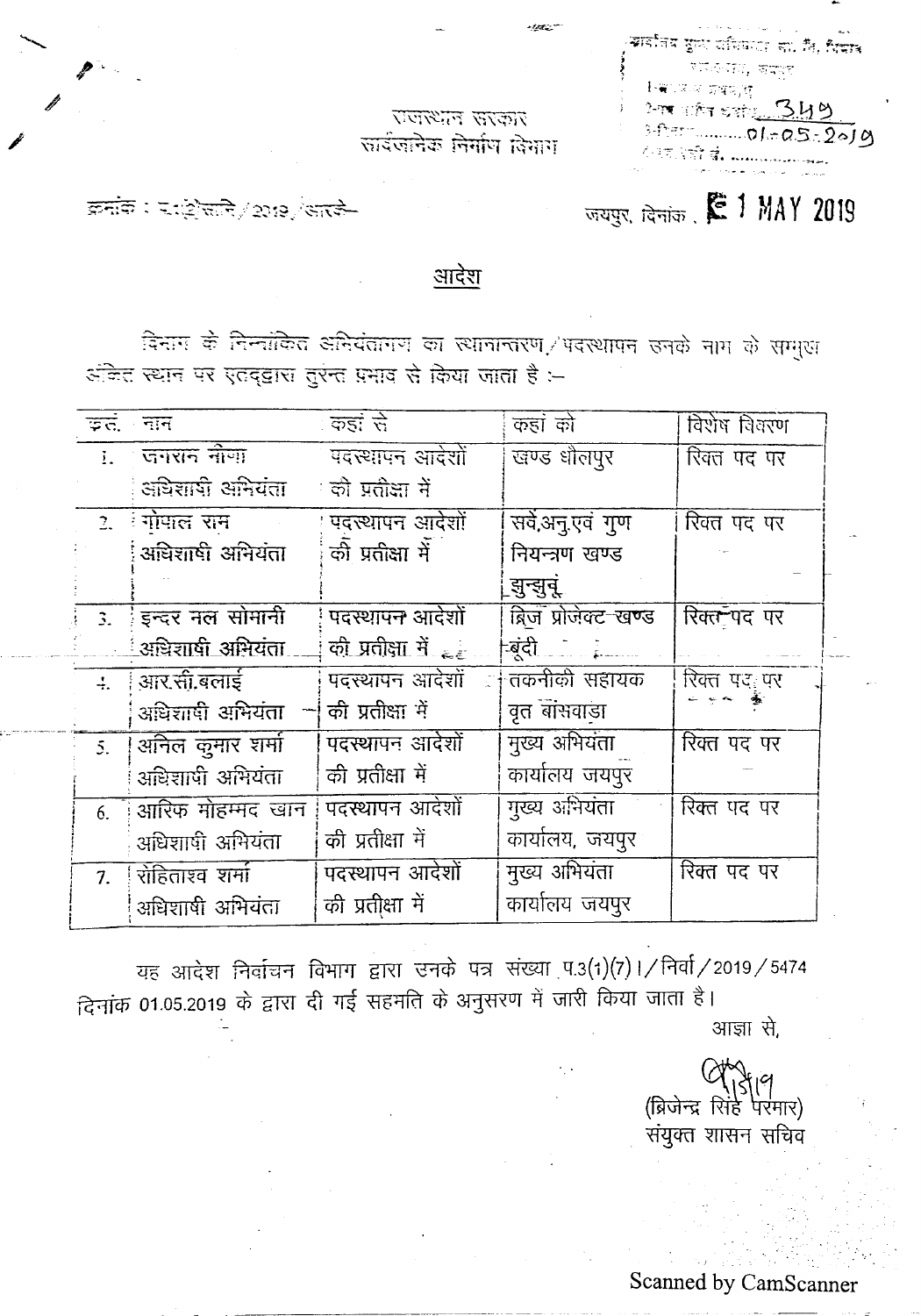राजस्थान सरकार
सार्वजनिक निर्माण विभाग

क्रमांक : प.2(8)कार्मि/2019/आरजे-

जयपुर, दिनांक : 01 MAY 2019

## आदेश

विभाग के निम्नांकित अभियंतागण का स्थानान्तरण/पदस्थापन उनके नाम के सम्मुख अंकित स्थान पर एतद्द्वारा तुरन्त प्रभाव से किया जाता है :–

| क्र.सं. | नाम | कहां से | कहां को | विशेष विवरण |
|---|---|---|---|---|
| 1. | जगराम मीणा अधिशाषी अभियंता | पदस्थापन आदेशों की प्रतीक्षा में | खण्ड धौलपुर | रिक्त पद पर |
| 2. | गोपाल राम अधिशाषी अभियंता | पदस्थापन आदेशों की प्रतीक्षा में | सर्वे,अनु.एवं गुण नियन्त्रण खण्ड झुन्झुनूं | रिक्त पद पर |
| 3. | इन्दर मल सोमानी अधिशाषी अभियंता | पदस्थापन आदेशों की प्रतीक्षा में | ब्रिज प्रोजेक्ट खण्ड बूंदी | रिक्त पद पर |
| 4. | आर.सी.बलाई अधिशाषी अभियंता | पदस्थापन आदेशों की प्रतीक्षा में | तकनीकी सहायक वृत बांसवाड़ा | रिक्त पद पर |
| 5. | अनिल कुमार शर्मा अधिशाषी अभियंता | पदस्थापन आदेशों की प्रतीक्षा में | मुख्य अभियंता कार्यालय जयपुर | रिक्त पद पर |
| 6. | आरिफ मोहम्मद खान अधिशाषी अभियंता | पदस्थापन आदेशों की प्रतीक्षा में | मुख्य अभियंता कार्यालय, जयपुर | रिक्त पद पर |
| 7. | रोहिताश्व शर्मा अधिशाषी अभियंता | पदस्थापन आदेशों की प्रतीक्षा में | मुख्य अभियंता कार्यालय जयपुर | रिक्त पद पर |

यह आदेश निर्वाचन विभाग द्वारा उनके पत्र संख्या प.3(1)(7)।/निर्वा/2019/5474 दिनांक 01.05.2019 के द्वारा दी गई सहमति के अनुसरण में जारी किया जाता है।

आज्ञा से,

(ब्रिजेन्द्र सिंह परमार)
संयुक्त शासन सचिव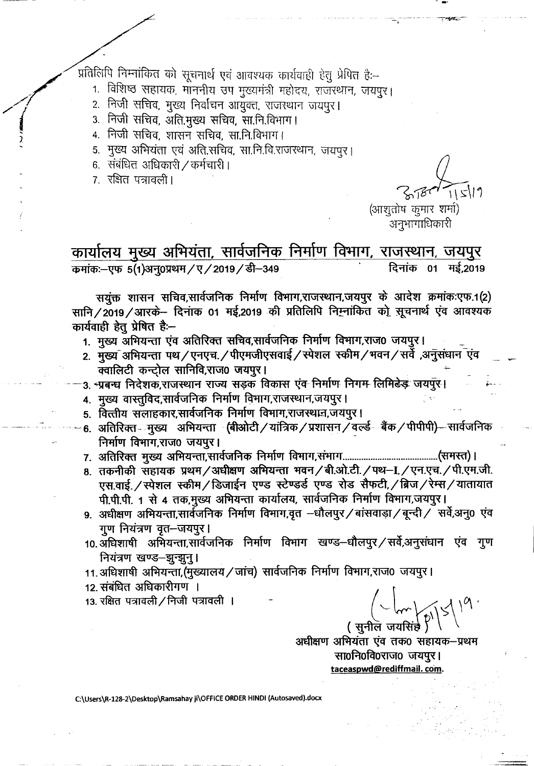प्रतिलिपि निम्नांकित को सूचनार्थ एवं आवश्यक कार्यवाही हेतु प्रेषित हैः–

1. विशिष्ठ सहायक, माननीय उप मुख्यमंत्री महोदय, राजस्थान, जयपुर।
2. निजी सचिव, मुख्य निर्वाचन आयुक्त, राजस्थान जयपुर।
3. निजी सचिव, अति.मुख्य सचिव, सा.नि.विभाग।
4. निजी सचिव, शासन सचिव, सा.नि.विभाग।
5. मुख्य अभियंता एवं अति.सचिव, सा.नि.वि.राजस्थान, जयपुर।
6. संबंधित अधिकारी / कर्मचारी।
7. रक्षित पत्रावली।

(आशुतोष कुमार शर्मा)
अनुभागाधिकारी

## कार्यालय मुख्य अभियंता, सार्वजनिक निर्माण विभाग, राजस्थान, जयपुर

क्रमांकः–एफ 5(1)अनु0प्रथम / ए / 2019 / डी–349 दिनांक 01 मई,2019

सयुंक्त शासन सचिव,सार्वजनिक निर्माण विभाग,राजस्थान,जयपुर के आदेश क्रमांकःएफ.1(2) सानि / 2019 / आरके– दिनांक 01 मई,2019 की प्रतिलिपि निम्नांकित को सूचनार्थ एंव आवश्यक कार्यवाही हेतु प्रेषित हैः–

1. मुख्य अभियन्ता एंव अतिरिक्त सचिव,सार्वजनिक निर्माण विभाग,राज0 जयपुर।
2. मुख्य अभियन्ता पथ / एनएच. / पीएमजीएसवाई / स्पेशल स्कीम / भवन / सर्वे ,अनुसंधान एंव क्वालिटी कन्ट्रोल सानिवि,राज0 जयपुर।
3. प्रबन्ध निदेशक,राजस्थान राज्य सड़क विकास एंव निर्माण निगम लिमिटेड जयपुर।
4. मुख्य वास्तुविद,सार्वजनिक निर्माण विभाग,राजस्थान,जयपुर।
5. वित्तीय सलाहकार,सार्वजनिक निर्माण विभाग,राजस्थान,जयपुर।
6. अतिरिक्त मुख्य अभियन्ता (बीओटी / यांत्रिक / प्रशासन / वर्ल्ड बैंक / पीपीपी)–सार्वजनिक निर्माण विभाग,राज0 जयपुर।
7. अतिरिक्त मुख्य अभियन्ता,सार्वजनिक निर्माण विभाग,संभाग........................................(समस्त)।
8. तकनीकी सहायक प्रथम / अधीक्षण अभियन्ता भवन / बी.ओ.टी. / पथ–I. / एन.एच. / पी.एम.जी. एस.वाई. / स्पेशल स्कीम / डिजाईन एण्ड स्टेण्डर्ड एण्ड रोड सैफ्टी, / ब्रिज / रेम्स / यातायात पी.पी.पी. 1 से 4 तक,मुख्य अभियन्ता कार्यालय, सार्वजनिक निर्माण विभाग,जयपुर।
9. अधीक्षण अभियन्ता,सार्वजनिक निर्माण विभाग,वृत –धौलपुर / बांसवाड़ा / बून्दी / सर्वे,अनु0 एंव गुण नियंत्रण वृत–जयपुर।
10. अधिशाषी अभियन्ता,सार्वजनिक निर्माण विभाग खण्ड–धौलपुर / सर्वे,अनुसंधान एंव गुण नियंत्रण खण्ड–झुन्झुनु।
11. अधिशाषी अभियन्ता,(मुख्यालय / जांच) सार्वजनिक निर्माण विभाग,राज0 जयपुर।
12. संबंधित अधिकारीगण ।
13. रक्षित पत्रावली / निजी पत्रावली ।

( सुनील जयसिंह )
अधीक्षण अभियंता एंव तक0 सहायक–प्रथम
सा0नि0वि0राज0 जयपुर।
taceaspwd@rediffmail.com.

C:\Users\R-128-2\Desktop\Ramsahay ji\OFFICE ORDER HINDI (Autosaved).docx